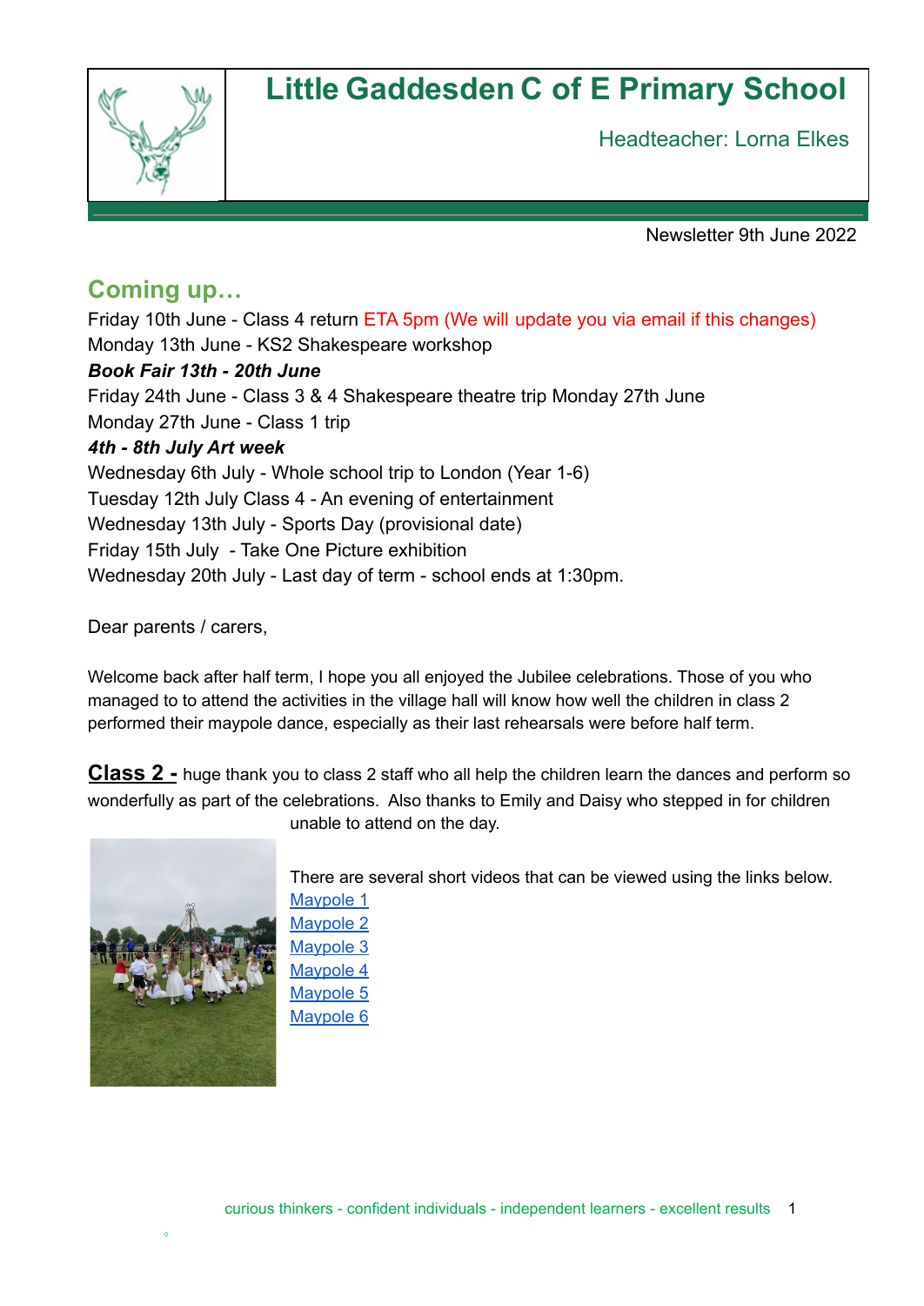# Little Gaddesden C of E Primary School

Headteacher: Lorna Elkes

Newsletter 9th June 2022

## Coming up…

Friday 10th June - Class 4 return ETA 5pm (We will update you via email if this changes)
Monday 13th June - KS2 Shakespeare workshop
***Book Fair 13th - 20th June***
Friday 24th June - Class 3 & 4 Shakespeare theatre trip Monday 27th June
Monday 27th June - Class 1 trip
***4th - 8th July Art week***
Wednesday 6th July - Whole school trip to London (Year 1-6)
Tuesday 12th July Class 4 - An evening of entertainment
Wednesday 13th July - Sports Day (provisional date)
Friday 15th July - Take One Picture exhibition
Wednesday 20th July - Last day of term - school ends at 1:30pm.

Dear parents / carers,

Welcome back after half term, I hope you all enjoyed the Jubilee celebrations. Those of you who managed to to attend the activities in the village hall will know how well the children in class 2 performed their maypole dance, especially as their last rehearsals were before half term.

**Class 2 -** huge thank you to class 2 staff who all help the children learn the dances and perform so wonderfully as part of the celebrations. Also thanks to Emily and Daisy who stepped in for children unable to attend on the day.

There are several short videos that can be viewed using the links below.

Maypole 1
Maypole 2
Maypole 3
Maypole 4
Maypole 5
Maypole 6

curious thinkers - confident individuals - independent learners - excellent results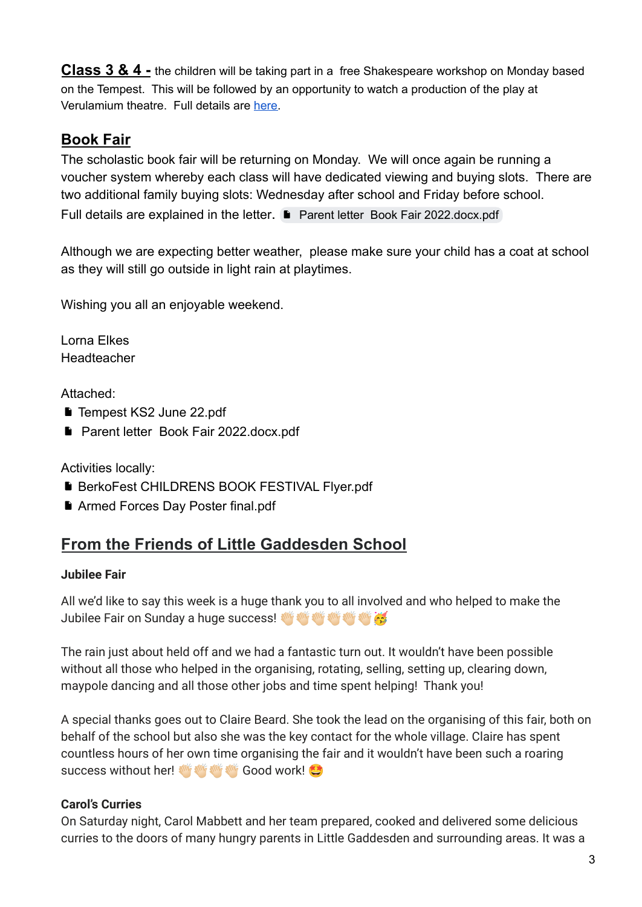**Class 3 & 4 -** the children will be taking part in a free Shakespeare workshop on Monday based on the Tempest. This will be followed by an opportunity to watch a production of the play at Verulamium theatre. Full details are here.

## Book Fair

The scholastic book fair will be returning on Monday. We will once again be running a voucher system whereby each class will have dedicated viewing and buying slots. There are two additional family buying slots: Wednesday after school and Friday before school.
Full details are explained in the letter. Parent letter Book Fair 2022.docx.pdf

Although we are expecting better weather, please make sure your child has a coat at school as they will still go outside in light rain at playtimes.

Wishing you all an enjoyable weekend.

Lorna Elkes
Headteacher

Attached:

- Tempest KS2 June 22.pdf
- Parent letter Book Fair 2022.docx.pdf

Activities locally:

- BerkoFest CHILDRENS BOOK FESTIVAL Flyer.pdf
- Armed Forces Day Poster final.pdf

## From the Friends of Little Gaddesden School

**Jubilee Fair**

All we'd like to say this week is a huge thank you to all involved and who helped to make the Jubilee Fair on Sunday a huge success! 👏🏻👏🏻👏🏻👏🏻👏🏻👏🏻🥳

The rain just about held off and we had a fantastic turn out. It wouldn't have been possible without all those who helped in the organising, rotating, selling, setting up, clearing down, maypole dancing and all those other jobs and time spent helping! Thank you!

A special thanks goes out to Claire Beard. She took the lead on the organising of this fair, both on behalf of the school but also she was the key contact for the whole village. Claire has spent countless hours of her own time organising the fair and it wouldn't have been such a roaring success without her! 👏🏻👏🏻👏🏻👏🏻 Good work! 🤩

**Carol's Curries**

On Saturday night, Carol Mabbett and her team prepared, cooked and delivered some delicious curries to the doors of many hungry parents in Little Gaddesden and surrounding areas. It was a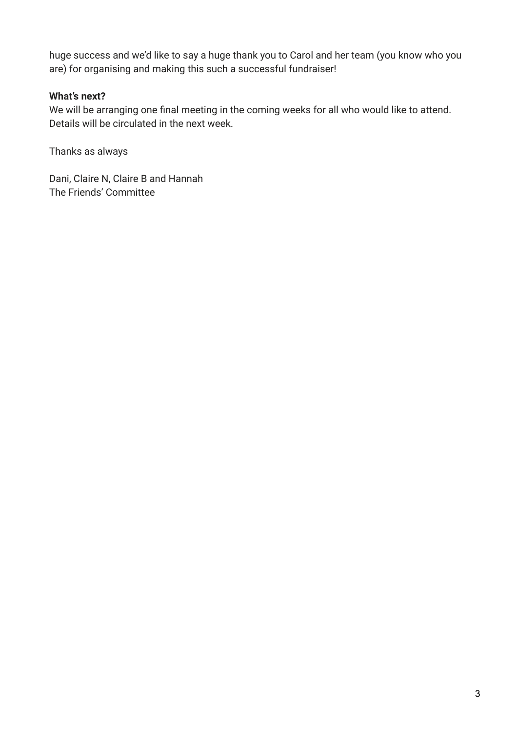huge success and we'd like to say a huge thank you to Carol and her team (you know who you are) for organising and making this such a successful fundraiser!

**What's next?**

We will be arranging one final meeting in the coming weeks for all who would like to attend. Details will be circulated in the next week.

Thanks as always

Dani, Claire N, Claire B and Hannah
The Friends' Committee